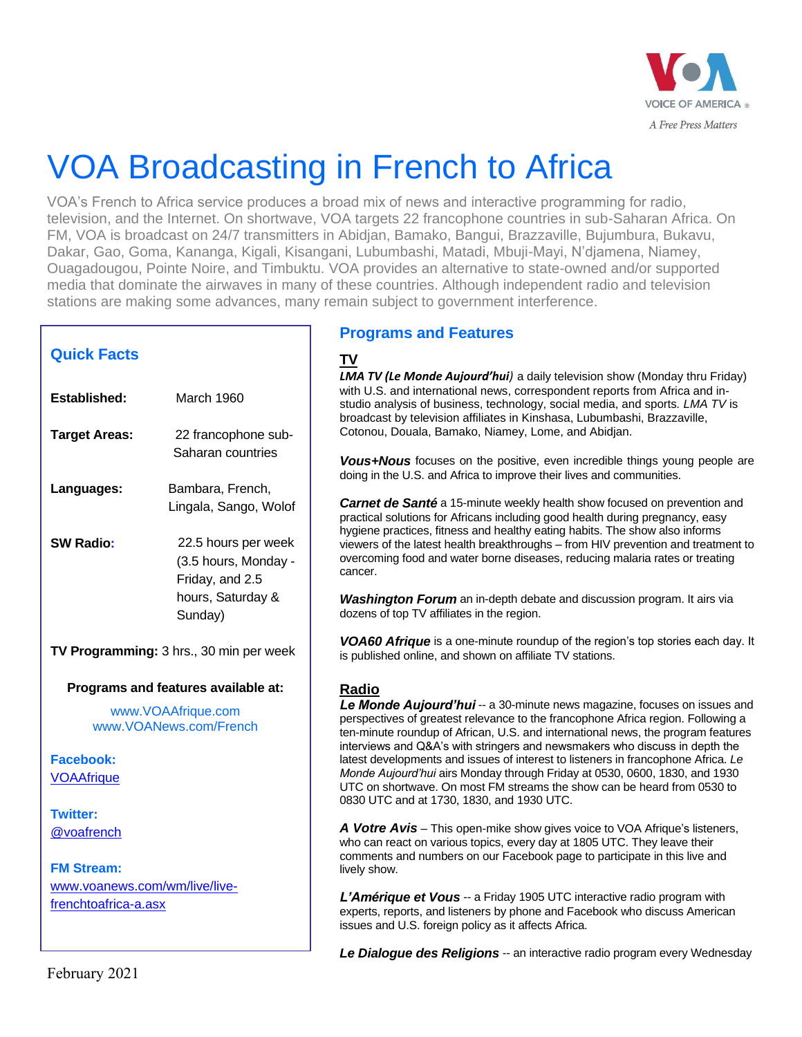VOICE OF AMERICA

*A Free Press Matters*

# VOA Broadcasting in French to Africa

VOA's French to Africa service produces a broad mix of news and interactive programming for radio, television, and the Internet. On shortwave, VOA targets 22 francophone countries in sub-Saharan Africa. On FM, VOA is broadcast on 24/7 transmitters in Abidjan, Bamako, Bangui, Brazzaville, Bujumbura, Bukavu, Dakar, Gao, Goma, Kananga, Kigali, Kisangani, Lubumbashi, Matadi, Mbuji-Mayi, N'djamena, Niamey, Ouagadougou, Pointe Noire, and Timbuktu. VOA provides an alternative to state-owned and/or supported media that dominate the airwaves in many of these countries. Although independent radio and television stations are making some advances, many remain subject to government interference.

## Quick Facts

**Established:** March 1960

**Target Areas:** 22 francophone sub-Saharan countries

**Languages:** Bambara, French, Lingala, Sango, Wolof

**SW Radio:** 22.5 hours per week (3.5 hours, Monday - Friday, and 2.5 hours, Saturday & Sunday)

**TV Programming:** 3 hrs., 30 min per week

**Programs and features available at:**

www.VOAAfrique.com
www.VOANews.com/French

**Facebook:**
VOAAfrique

**Twitter:**
@voafrench

**FM Stream:**
www.voanews.com/wm/live/live-frenchtoafrica-a.asx

February 2021

## Programs and Features

### TV

***LMA TV (Le Monde Aujourd'hui)*** a daily television show (Monday thru Friday) with U.S. and international news, correspondent reports from Africa and in-studio analysis of business, technology, social media, and sports. *LMA TV* is broadcast by television affiliates in Kinshasa, Lubumbashi, Brazzaville, Cotonou, Douala, Bamako, Niamey, Lome, and Abidjan.

***Vous+Nous*** focuses on the positive, even incredible things young people are doing in the U.S. and Africa to improve their lives and communities.

***Carnet de Santé*** a 15-minute weekly health show focused on prevention and practical solutions for Africans including good health during pregnancy, easy hygiene practices, fitness and healthy eating habits. The show also informs viewers of the latest health breakthroughs – from HIV prevention and treatment to overcoming food and water borne diseases, reducing malaria rates or treating cancer.

***Washington Forum*** an in-depth debate and discussion program. It airs via dozens of top TV affiliates in the region.

***VOA60 Afrique*** is a one-minute roundup of the region's top stories each day. It is published online, and shown on affiliate TV stations.

### Radio

***Le Monde Aujourd'hui*** -- a 30-minute news magazine, focuses on issues and perspectives of greatest relevance to the francophone Africa region. Following a ten-minute roundup of African, U.S. and international news, the program features interviews and Q&A's with stringers and newsmakers who discuss in depth the latest developments and issues of interest to listeners in francophone Africa. *Le Monde Aujourd'hui* airs Monday through Friday at 0530, 0600, 1830, and 1930 UTC on shortwave. On most FM streams the show can be heard from 0530 to 0830 UTC and at 1730, 1830, and 1930 UTC.

***A Votre Avis*** – This open-mike show gives voice to VOA Afrique's listeners, who can react on various topics, every day at 1805 UTC. They leave their comments and numbers on our Facebook page to participate in this live and lively show.

***L'Amérique et Vous*** -- a Friday 1905 UTC interactive radio program with experts, reports, and listeners by phone and Facebook who discuss American issues and U.S. foreign policy as it affects Africa.

***Le Dialogue des Religions*** -- an interactive radio program every Wednesday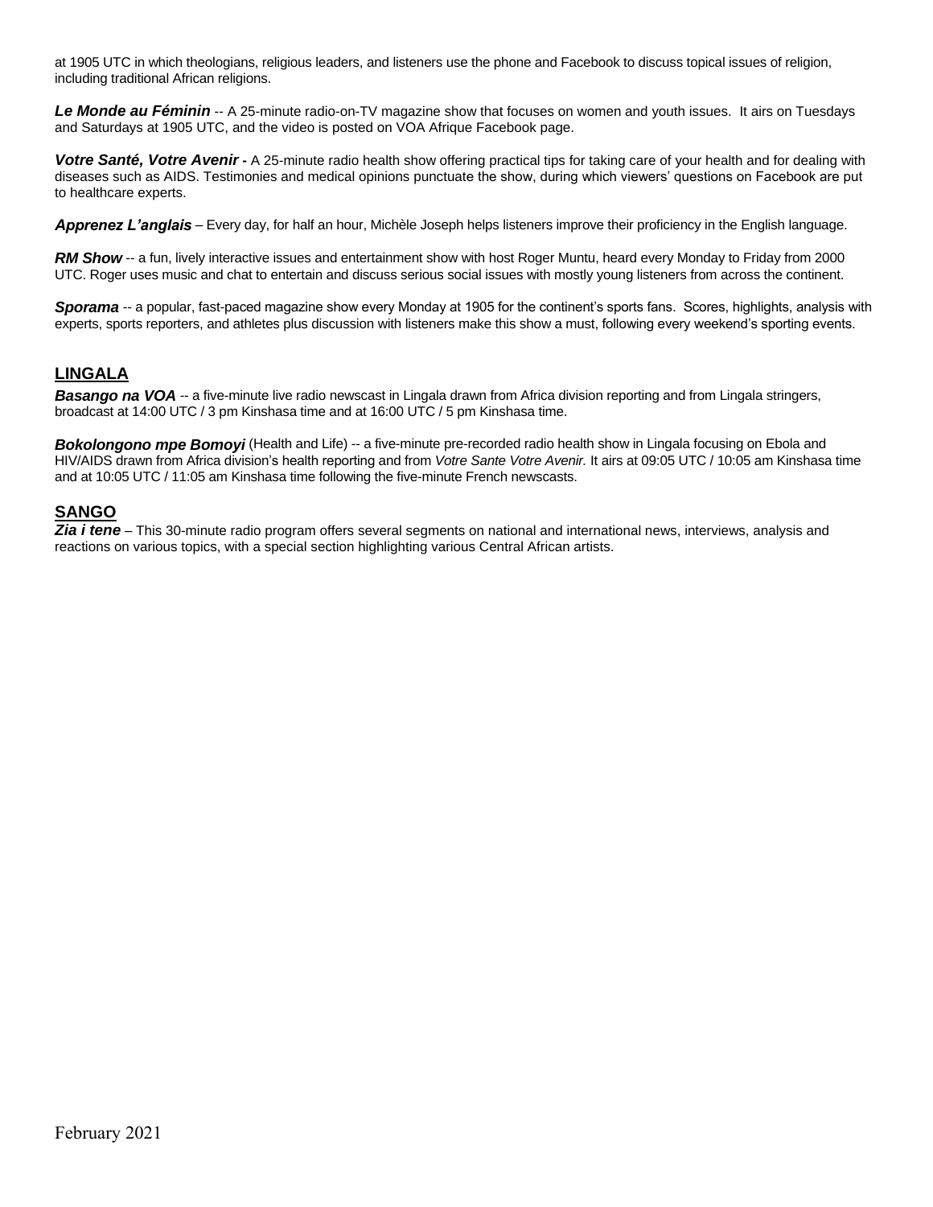at 1905 UTC in which theologians, religious leaders, and listeners use the phone and Facebook to discuss topical issues of religion, including traditional African religions.

***Le Monde au Féminin*** -- A 25-minute radio-on-TV magazine show that focuses on women and youth issues. It airs on Tuesdays and Saturdays at 1905 UTC, and the video is posted on VOA Afrique Facebook page.

***Votre Santé, Votre Avenir*** - A 25-minute radio health show offering practical tips for taking care of your health and for dealing with diseases such as AIDS. Testimonies and medical opinions punctuate the show, during which viewers' questions on Facebook are put to healthcare experts.

***Apprenez L'anglais*** – Every day, for half an hour, Michèle Joseph helps listeners improve their proficiency in the English language.

***RM Show*** -- a fun, lively interactive issues and entertainment show with host Roger Muntu, heard every Monday to Friday from 2000 UTC. Roger uses music and chat to entertain and discuss serious social issues with mostly young listeners from across the continent.

***Sporama*** -- a popular, fast-paced magazine show every Monday at 1905 for the continent's sports fans. Scores, highlights, analysis with experts, sports reporters, and athletes plus discussion with listeners make this show a must, following every weekend's sporting events.

## LINGALA

***Basango na VOA*** -- a five-minute live radio newscast in Lingala drawn from Africa division reporting and from Lingala stringers, broadcast at 14:00 UTC / 3 pm Kinshasa time and at 16:00 UTC / 5 pm Kinshasa time.

***Bokolongono mpe Bomoyi*** (Health and Life) -- a five-minute pre-recorded radio health show in Lingala focusing on Ebola and HIV/AIDS drawn from Africa division's health reporting and from *Votre Sante Votre Avenir.* It airs at 09:05 UTC / 10:05 am Kinshasa time and at 10:05 UTC / 11:05 am Kinshasa time following the five-minute French newscasts.

## SANGO

***Zia i tene*** – This 30-minute radio program offers several segments on national and international news, interviews, analysis and reactions on various topics, with a special section highlighting various Central African artists.

February 2021